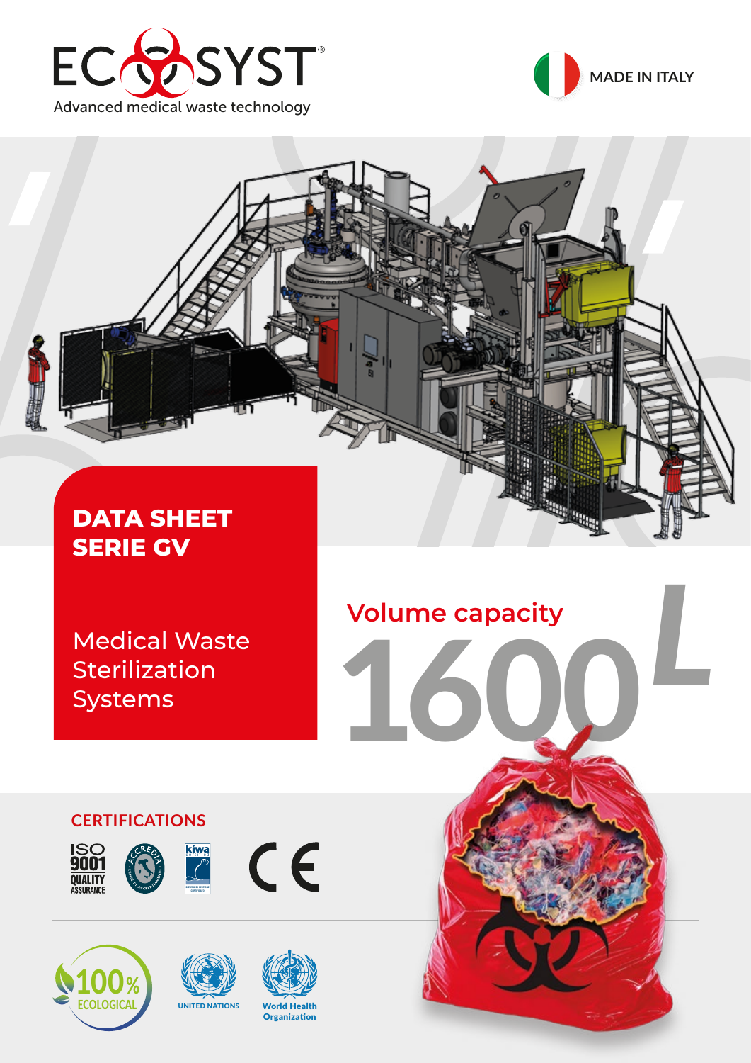ECOSYST®

Advanced medical waste technology

MADE IN ITALY

# DATA SHEET SERIE GV

## Medical Waste Sterilization Systems

Volume capacity

**1600 L**

### CERTIFICATIONS

ISO 9001 QUALITY ASSURANCE

ACCREDIA

kiwa certified

CE

100% ECOLOGICAL

UNITED NATIONS

World Health Organization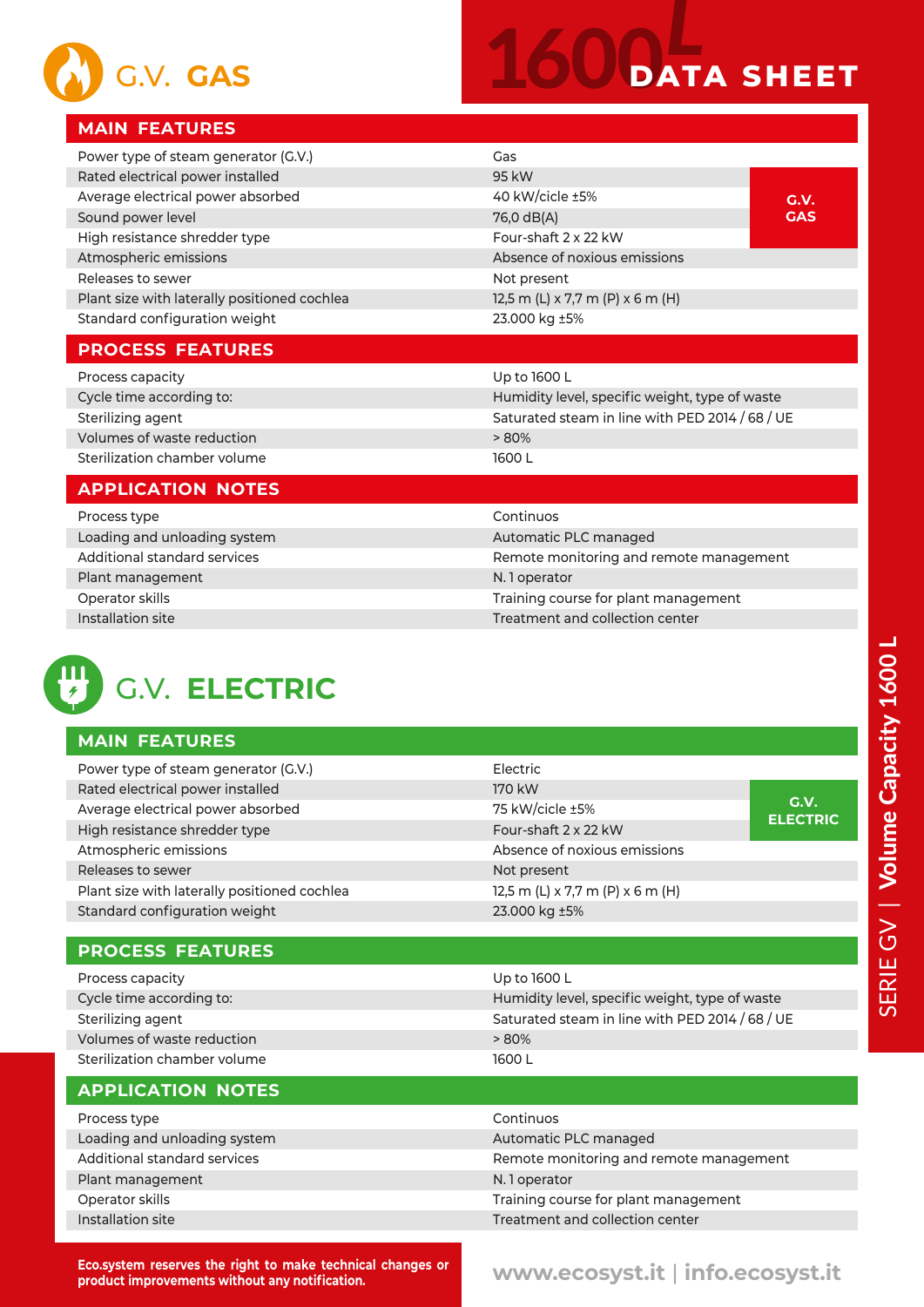# 1600L DATA SHEET

## G.V. GAS

### MAIN FEATURES

| | | |
|---|---|---|
| Power type of steam generator (G.V.) | Gas | |
| Rated electrical power installed | 95 kW | G.V. GAS |
| Average electrical power absorbed | 40 kW/cicle ±5% | |
| Sound power level | 76,0 dB(A) | |
| High resistance shredder type | Four-shaft 2 x 22 kW | |
| Atmospheric emissions | Absence of noxious emissions | |
| Releases to sewer | Not present | |
| Plant size with laterally positioned cochlea | 12,5 m (L) x 7,7 m (P) x 6 m (H) | |
| Standard configuration weight | 23.000 kg ±5% | |

### PROCESS FEATURES

| | |
|---|---|
| Process capacity | Up to 1600 L |
| Cycle time according to: | Humidity level, specific weight, type of waste |
| Sterilizing agent | Saturated steam in line with PED 2014 / 68 / UE |
| Volumes of waste reduction | > 80% |
| Sterilization chamber volume | 1600 L |

### APPLICATION NOTES

| | |
|---|---|
| Process type | Continuos |
| Loading and unloading system | Automatic PLC managed |
| Additional standard services | Remote monitoring and remote management |
| Plant management | N. 1 operator |
| Operator skills | Training course for plant management |
| Installation site | Treatment and collection center |

## G.V. ELECTRIC

### MAIN FEATURES

| | | |
|---|---|---|
| Power type of steam generator (G.V.) | Electric | |
| Rated electrical power installed | 170 kW | G.V. ELECTRIC |
| Average electrical power absorbed | 75 kW/cicle ±5% | |
| High resistance shredder type | Four-shaft 2 x 22 kW | |
| Atmospheric emissions | Absence of noxious emissions | |
| Releases to sewer | Not present | |
| Plant size with laterally positioned cochlea | 12,5 m (L) x 7,7 m (P) x 6 m (H) | |
| Standard configuration weight | 23.000 kg ±5% | |

### PROCESS FEATURES

| | |
|---|---|
| Process capacity | Up to 1600 L |
| Cycle time according to: | Humidity level, specific weight, type of waste |
| Sterilizing agent | Saturated steam in line with PED 2014 / 68 / UE |
| Volumes of waste reduction | > 80% |
| Sterilization chamber volume | 1600 L |

### APPLICATION NOTES

| | |
|---|---|
| Process type | Continuos |
| Loading and unloading system | Automatic PLC managed |
| Additional standard services | Remote monitoring and remote management |
| Plant management | N. 1 operator |
| Operator skills | Training course for plant management |
| Installation site | Treatment and collection center |

SERIE GV | **Volume Capacity 1600 L**

**Eco.system reserves the right to make technical changes or product improvements without any notification.**

www.ecosyst.it | info.ecosyst.it